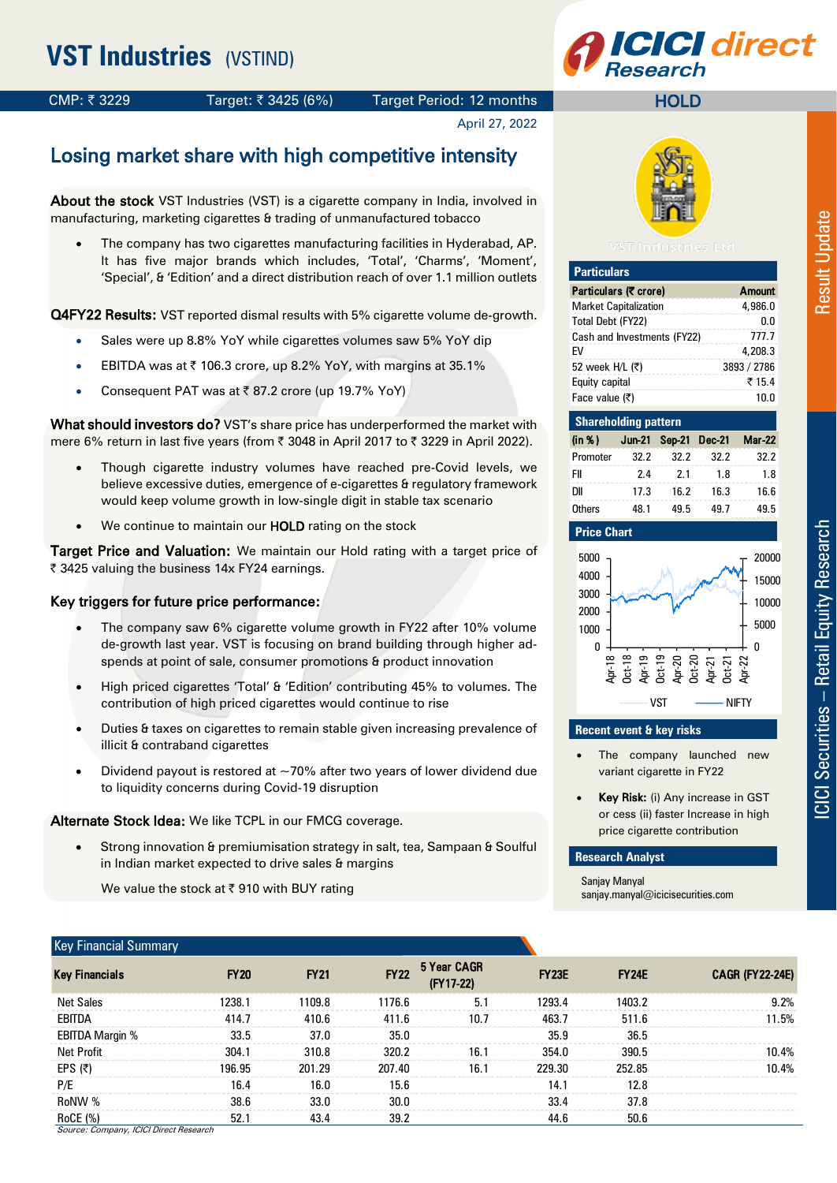# VST Industries (VSTIND)

CMP: ₹ 3229 | Target: ₹ 3425 (6%) | Target Period: 12 months | HOLD

April 27, 2022

## Losing market share with high competitive intensity

**About the stock** VST Industries (VST) is a cigarette company in India, involved in manufacturing, marketing cigarettes & trading of unmanufactured tobacco

- The company has two cigarettes manufacturing facilities in Hyderabad, AP. It has five major brands which includes, 'Total', 'Charms', 'Moment', 'Special', & 'Edition' and a direct distribution reach of over 1.1 million outlets

**Q4FY22 Results:** VST reported dismal results with 5% cigarette volume de-growth.

- Sales were up 8.8% YoY while cigarettes volumes saw 5% YoY dip
- EBITDA was at ₹ 106.3 crore, up 8.2% YoY, with margins at 35.1%
- Consequent PAT was at ₹ 87.2 crore (up 19.7% YoY)

**What should investors do?** VST's share price has underperformed the market with mere 6% return in last five years (from ₹ 3048 in April 2017 to ₹ 3229 in April 2022).

- Though cigarette industry volumes have reached pre-Covid levels, we believe excessive duties, emergence of e-cigarettes & regulatory framework would keep volume growth in low-single digit in stable tax scenario
- We continue to maintain our **HOLD** rating on the stock

**Target Price and Valuation:** We maintain our Hold rating with a target price of ₹ 3425 valuing the business 14x FY24 earnings.

**Key triggers for future price performance:**

- The company saw 6% cigarette volume growth in FY22 after 10% volume de-growth last year. VST is focusing on brand building through higher ad-spends at point of sale, consumer promotions & product innovation
- High priced cigarettes 'Total' & 'Edition' contributing 45% to volumes. The contribution of high priced cigarettes would continue to rise
- Duties & taxes on cigarettes to remain stable given increasing prevalence of illicit & contraband cigarettes
- Dividend payout is restored at ~70% after two years of lower dividend due to liquidity concerns during Covid-19 disruption

**Alternate Stock Idea:** We like TCPL in our FMCG coverage.

- Strong innovation & premiumisation strategy in salt, tea, Sampaan & Soulful in Indian market expected to drive sales & margins

  We value the stock at ₹ 910 with BUY rating

### Particulars

| Particulars (₹ crore) | Amount |
|---|---|
| Market Capitalization | 4,986.0 |
| Total Debt (FY22) | 0.0 |
| Cash and Investments (FY22) | 777.7 |
| EV | 4,208.3 |
| 52 week H/L (₹) | 3893 / 2786 |
| Equity capital | ₹ 15.4 |
| Face value (₹) | 10.0 |

### Shareholding pattern

| (in %) | Jun-21 | Sep-21 | Dec-21 | Mar-22 |
|---|---|---|---|---|
| Promoter | 32.2 | 32.2 | 32.2 | 32.2 |
| FII | 2.4 | 2.1 | 1.8 | 1.8 |
| DII | 17.3 | 16.2 | 16.3 | 16.6 |
| Others | 48.1 | 49.5 | 49.7 | 49.5 |

### Price Chart

### Recent event & key risks

- The company launched new variant cigarette in FY22
- **Key Risk:** (i) Any increase in GST or cess (ii) faster Increase in high price cigarette contribution

### Research Analyst

Sanjay Manyal
sanjay.manyal@icicisecurities.com

### Key Financial Summary

| Key Financials | FY20 | FY21 | FY22 | 5 Year CAGR (FY17-22) | FY23E | FY24E | CAGR (FY22-24E) |
|---|---|---|---|---|---|---|---|
| Net Sales | 1238.1 | 1109.8 | 1176.6 | 5.1 | 1293.4 | 1403.2 | 9.2% |
| EBITDA | 414.7 | 410.6 | 411.6 | 10.7 | 463.7 | 511.6 | 11.5% |
| EBITDA Margin % | 33.5 | 37.0 | 35.0 | | 35.9 | 36.5 | |
| Net Profit | 304.1 | 310.8 | 320.2 | 16.1 | 354.0 | 390.5 | 10.4% |
| EPS (₹) | 196.95 | 201.29 | 207.40 | 16.1 | 229.30 | 252.85 | 10.4% |
| P/E | 16.4 | 16.0 | 15.6 | | 14.1 | 12.8 | |
| RoNW % | 38.6 | 33.0 | 30.0 | | 33.4 | 37.8 | |
| RoCE (%) | 52.1 | 43.4 | 39.2 | | 44.6 | 50.6 | |

*Source: Company, ICICI Direct Research*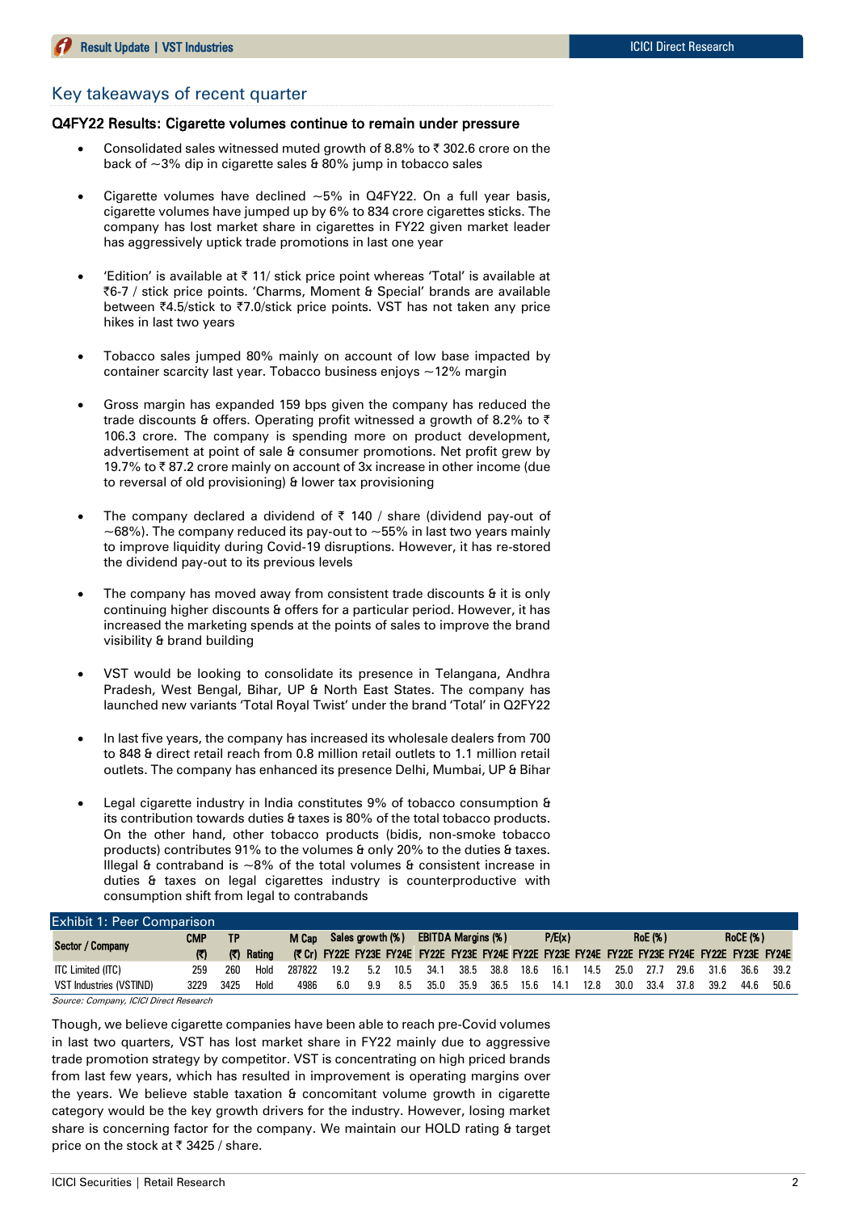## Key takeaways of recent quarter

### Q4FY22 Results: Cigarette volumes continue to remain under pressure

- Consolidated sales witnessed muted growth of 8.8% to ₹ 302.6 crore on the back of ~3% dip in cigarette sales & 80% jump in tobacco sales
- Cigarette volumes have declined ~5% in Q4FY22. On a full year basis, cigarette volumes have jumped up by 6% to 834 crore cigarettes sticks. The company has lost market share in cigarettes in FY22 given market leader has aggressively uptick trade promotions in last one year
- 'Edition' is available at ₹ 11/ stick price point whereas 'Total' is available at ₹6-7 / stick price points. 'Charms, Moment & Special' brands are available between ₹4.5/stick to ₹7.0/stick price points. VST has not taken any price hikes in last two years
- Tobacco sales jumped 80% mainly on account of low base impacted by container scarcity last year. Tobacco business enjoys ~12% margin
- Gross margin has expanded 159 bps given the company has reduced the trade discounts & offers. Operating profit witnessed a growth of 8.2% to ₹ 106.3 crore. The company is spending more on product development, advertisement at point of sale & consumer promotions. Net profit grew by 19.7% to ₹ 87.2 crore mainly on account of 3x increase in other income (due to reversal of old provisioning) & lower tax provisioning
- The company declared a dividend of ₹ 140 / share (dividend pay-out of ~68%). The company reduced its pay-out to ~55% in last two years mainly to improve liquidity during Covid-19 disruptions. However, it has re-stored the dividend pay-out to its previous levels
- The company has moved away from consistent trade discounts & it is only continuing higher discounts & offers for a particular period. However, it has increased the marketing spends at the points of sales to improve the brand visibility & brand building
- VST would be looking to consolidate its presence in Telangana, Andhra Pradesh, West Bengal, Bihar, UP & North East States. The company has launched new variants 'Total Royal Twist' under the brand 'Total' in Q2FY22
- In last five years, the company has increased its wholesale dealers from 700 to 848 & direct retail reach from 0.8 million retail outlets to 1.1 million retail outlets. The company has enhanced its presence Delhi, Mumbai, UP & Bihar
- Legal cigarette industry in India constitutes 9% of tobacco consumption & its contribution towards duties & taxes is 80% of the total tobacco products. On the other hand, other tobacco products (bidis, non-smoke tobacco products) contributes 91% to the volumes & only 20% to the duties & taxes. Illegal & contraband is ~8% of the total volumes & consistent increase in duties & taxes on legal cigarettes industry is counterproductive with consumption shift from legal to contrabands

Exhibit 1: Peer Comparison

| Sector / Company | CMP | TP | | M Cap | Sales growth (%) | | | EBITDA Margins (%) | | | P/E(x) | | | RoE (%) | | | RoCE (%) | | |
|---|---|---|---|---|---|---|---|---|---|---|---|---|---|---|---|---|---|---|---|
| | (₹) | (₹) | Rating | (₹ Cr) | FY22E | FY23E | FY24E | FY22E | FY23E | FY24E | FY22E | FY23E | FY24E | FY22E | FY23E | FY24E | FY22E | FY23E | FY24E |
| ITC Limited (ITC) | 259 | 260 | Hold | 287822 | 19.2 | 5.2 | 10.5 | 34.1 | 38.5 | 38.8 | 18.6 | 16.1 | 14.5 | 25.0 | 27.7 | 29.6 | 31.6 | 36.6 | 39.2 |
| VST Industries (VSTIND) | 3229 | 3425 | Hold | 4986 | 6.0 | 9.9 | 8.5 | 35.0 | 35.9 | 36.5 | 15.6 | 14.1 | 12.8 | 30.0 | 33.4 | 37.8 | 39.2 | 44.6 | 50.6 |

Source: Company, ICICI Direct Research

Though, we believe cigarette companies have been able to reach pre-Covid volumes in last two quarters, VST has lost market share in FY22 mainly due to aggressive trade promotion strategy by competitor. VST is concentrating on high priced brands from last few years, which has resulted in improvement is operating margins over the years. We believe stable taxation & concomitant volume growth in cigarette category would be the key growth drivers for the industry. However, losing market share is concerning factor for the company. We maintain our HOLD rating & target price on the stock at ₹ 3425 / share.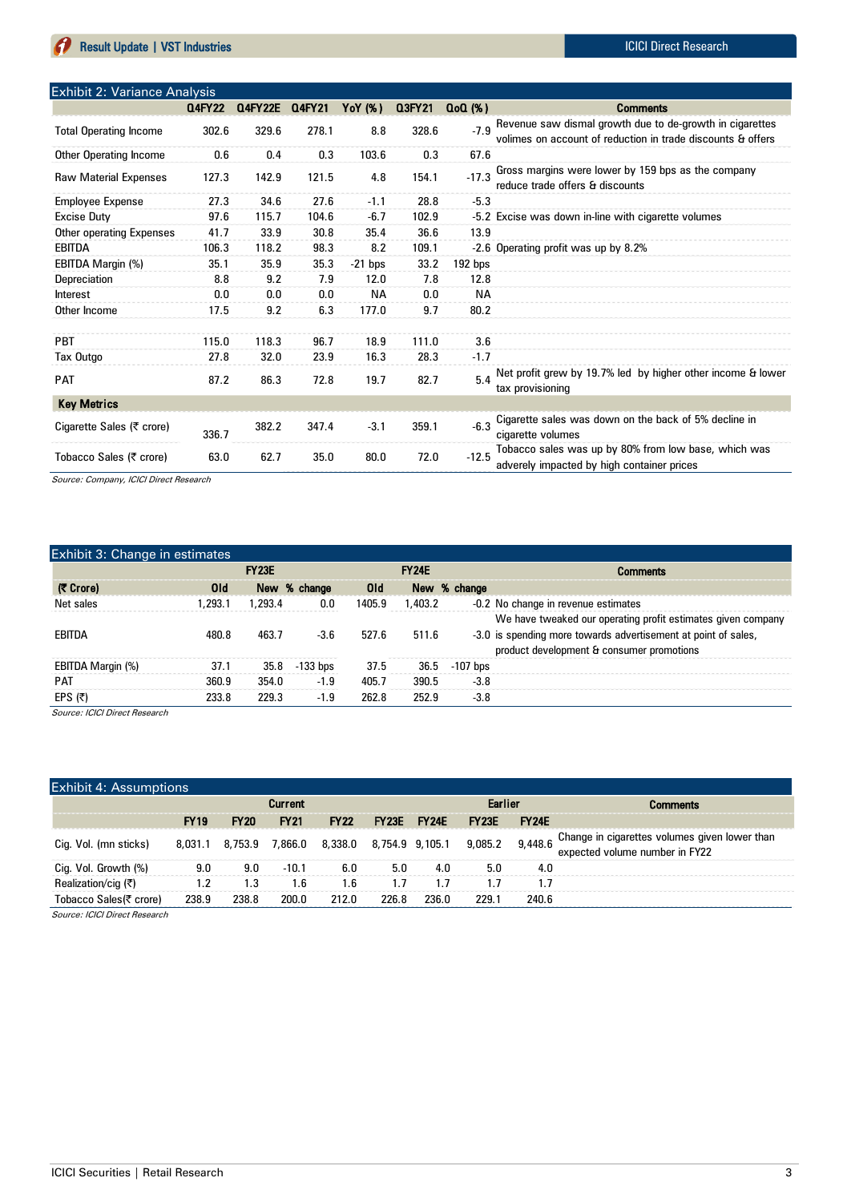### Exhibit 2: Variance Analysis

| | Q4FY22 | Q4FY22E | Q4FY21 | YoY (%) | Q3FY21 | QoQ (%) | Comments |
|---|---|---|---|---|---|---|---|
| Total Operating Income | 302.6 | 329.6 | 278.1 | 8.8 | 328.6 | -7.9 | Revenue saw dismal growth due to de-growth in cigarettes volimes on account of reduction in trade discounts & offers |
| Other Operating Income | 0.6 | 0.4 | 0.3 | 103.6 | 0.3 | 67.6 | |
| Raw Material Expenses | 127.3 | 142.9 | 121.5 | 4.8 | 154.1 | -17.3 | Gross margins were lower by 159 bps as the company reduce trade offers & discounts |
| Employee Expense | 27.3 | 34.6 | 27.6 | -1.1 | 28.8 | -5.3 | |
| Excise Duty | 97.6 | 115.7 | 104.6 | -6.7 | 102.9 | -5.2 | Excise was down in-line with cigarette volumes |
| Other operating Expenses | 41.7 | 33.9 | 30.8 | 35.4 | 36.6 | 13.9 | |
| EBITDA | 106.3 | 118.2 | 98.3 | 8.2 | 109.1 | -2.6 | Operating profit was up by 8.2% |
| EBITDA Margin (%) | 35.1 | 35.9 | 35.3 | -21 bps | 33.2 | 192 bps | |
| Depreciation | 8.8 | 9.2 | 7.9 | 12.0 | 7.8 | 12.8 | |
| Interest | 0.0 | 0.0 | 0.0 | NA | 0.0 | NA | |
| Other Income | 17.5 | 9.2 | 6.3 | 177.0 | 9.7 | 80.2 | |
| PBT | 115.0 | 118.3 | 96.7 | 18.9 | 111.0 | 3.6 | |
| Tax Outgo | 27.8 | 32.0 | 23.9 | 16.3 | 28.3 | -1.7 | |
| PAT | 87.2 | 86.3 | 72.8 | 19.7 | 82.7 | 5.4 | Net profit grew by 19.7% led by higher other income & lower tax provisioning |
| **Key Metrics** | | | | | | | |
| Cigarette Sales (₹ crore) | 336.7 | 382.2 | 347.4 | -3.1 | 359.1 | -6.3 | Cigarette sales was down on the back of 5% decline in cigarette volumes |
| Tobacco Sales (₹ crore) | 63.0 | 62.7 | 35.0 | 80.0 | 72.0 | -12.5 | Tobacco sales was up by 80% from low base, which was adverely impacted by high container prices |

*Source: Company, ICICI Direct Research*

### Exhibit 3: Change in estimates

| | FY23E | | | FY24E | | | Comments |
|---|---|---|---|---|---|---|---|
| (₹ Crore) | Old | New | % change | Old | New | % change | |
| Net sales | 1,293.1 | 1,293.4 | 0.0 | 1405.9 | 1,403.2 | -0.2 | No change in revenue estimates |
| EBITDA | 480.8 | 463.7 | -3.6 | 527.6 | 511.6 | -3.0 | We have tweaked our operating profit estimates given company is spending more towards advertisement at point of sales, product development & consumer promotions |
| EBITDA Margin (%) | 37.1 | 35.8 | -133 bps | 37.5 | 36.5 | -107 bps | |
| PAT | 360.9 | 354.0 | -1.9 | 405.7 | 390.5 | -3.8 | |
| EPS (₹) | 233.8 | 229.3 | -1.9 | 262.8 | 252.9 | -3.8 | |

*Source: ICICI Direct Research*

### Exhibit 4: Assumptions

| | Current | | | | | | Earlier | | Comments |
|---|---|---|---|---|---|---|---|---|---|
| | FY19 | FY20 | FY21 | FY22 | FY23E | FY24E | FY23E | FY24E | |
| Cig. Vol. (mn sticks) | 8,031.1 | 8,753.9 | 7,866.0 | 8,338.0 | 8,754.9 | 9,105.1 | 9,085.2 | 9,448.6 | Change in cigarettes volumes given lower than expected volume number in FY22 |
| Cig. Vol. Growth (%) | 9.0 | 9.0 | -10.1 | 6.0 | 5.0 | 4.0 | 5.0 | 4.0 | |
| Realization/cig (₹) | 1.2 | 1.3 | 1.6 | 1.6 | 1.7 | 1.7 | 1.7 | 1.7 | |
| Tobacco Sales(₹ crore) | 238.9 | 238.8 | 200.0 | 212.0 | 226.8 | 236.0 | 229.1 | 240.6 | |

*Source: ICICI Direct Research*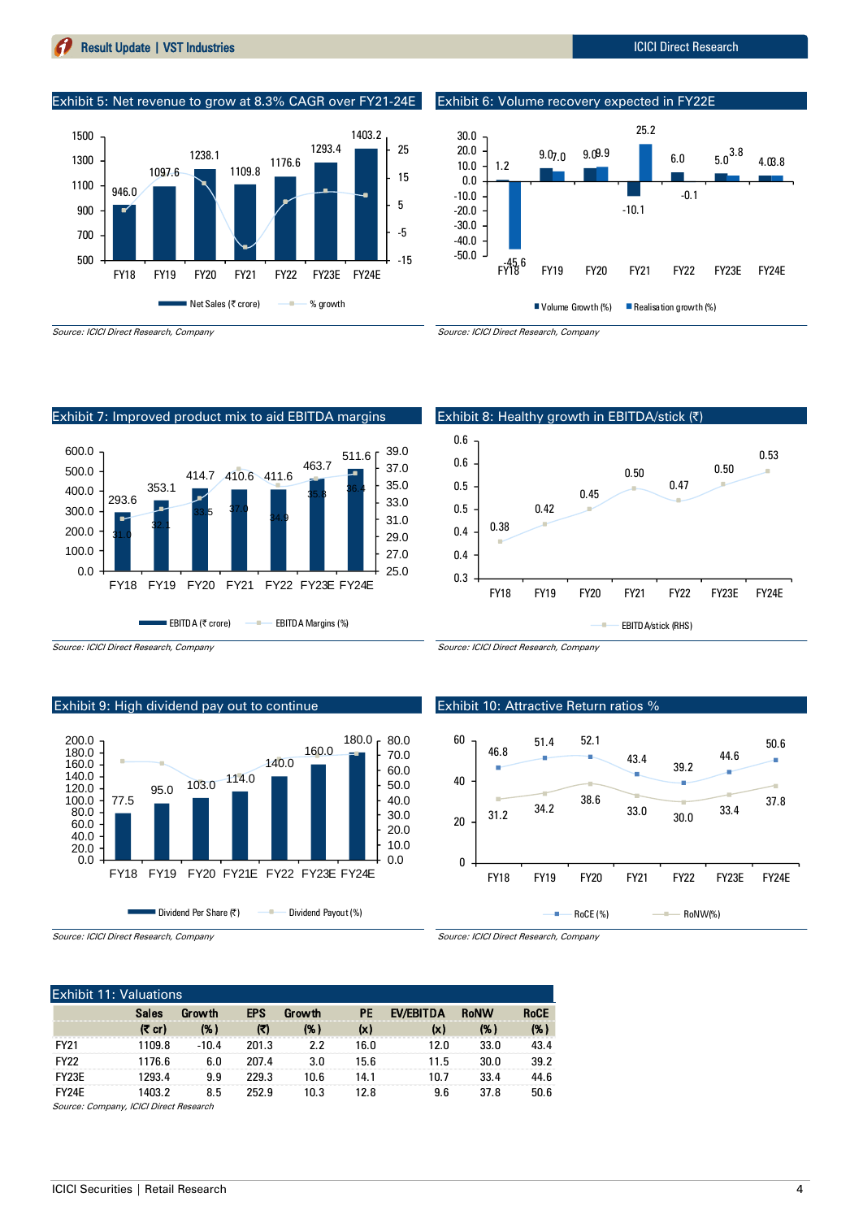### Exhibit 5: Net revenue to grow at 8.3% CAGR over FY21-24E

| | FY18 | FY19 | FY20 | FY21 | FY22 | FY23E | FY24E |
|---|---|---|---|---|---|---|---|
| Net Sales (₹ crore) | 946.0 | 1097.6 | 1238.1 | 1109.8 | 1176.6 | 1293.4 | 1403.2 |

Source: ICICI Direct Research, Company

### Exhibit 6: Volume recovery expected in FY22E

| | FY18 | FY19 | FY20 | FY21 | FY22 | FY23E | FY24E |
|---|---|---|---|---|---|---|---|
| Volume Growth (%) | 1.2 | 9.0 | 9.0 | -10.1 | 6.0 | 5.0 | 4.0 |
| Realisation growth (%) | -45.6 | 7.0 | 9.9 | 25.2 | -0.1 | 3.8 | 3.8 |

Source: ICICI Direct Research, Company

### Exhibit 7: Improved product mix to aid EBITDA margins

| | FY18 | FY19 | FY20 | FY21 | FY22 | FY23E | FY24E |
|---|---|---|---|---|---|---|---|
| EBITDA (₹ crore) | 293.6 | 353.1 | 414.7 | 410.6 | 411.6 | 463.7 | 511.6 |
| EBITDA Margins (%) | 31.0 | 32.1 | 33.5 | 37.0 | 34.9 | 35.8 | 36.4 |

Source: ICICI Direct Research, Company

### Exhibit 8: Healthy growth in EBITDA/stick (₹)

| | FY18 | FY19 | FY20 | FY21 | FY22 | FY23E | FY24E |
|---|---|---|---|---|---|---|---|
| EBITDA/stick (RHS) | 0.38 | 0.42 | 0.45 | 0.50 | 0.47 | 0.50 | 0.53 |

Source: ICICI Direct Research, Company

### Exhibit 9: High dividend pay out to continue

| | FY18 | FY19 | FY20 | FY21E | FY22 | FY23E | FY24E |
|---|---|---|---|---|---|---|---|
| Dividend Per Share (₹) | 77.5 | 95.0 | 103.0 | 114.0 | 140.0 | 160.0 | 180.0 |

Source: ICICI Direct Research, Company

### Exhibit 10: Attractive Return ratios %

| | FY18 | FY19 | FY20 | FY21 | FY22 | FY23E | FY24E |
|---|---|---|---|---|---|---|---|
| RoCE (%) | 46.8 | 51.4 | 52.1 | 43.4 | 39.2 | 44.6 | 50.6 |
| RoNW(%) | 31.2 | 34.2 | 38.6 | 33.0 | 30.0 | 33.4 | 37.8 |

Source: ICICI Direct Research, Company

### Exhibit 11: Valuations

| | Sales (₹ cr) | Growth (%) | EPS (₹) | Growth (%) | PE (x) | EV/EBITDA (x) | RoNW (%) | RoCE (%) |
|---|---|---|---|---|---|---|---|---|
| FY21 | 1109.8 | -10.4 | 201.3 | 2.2 | 16.0 | 12.0 | 33.0 | 43.4 |
| FY22 | 1176.6 | 6.0 | 207.4 | 3.0 | 15.6 | 11.5 | 30.0 | 39.2 |
| FY23E | 1293.4 | 9.9 | 229.3 | 10.6 | 14.1 | 10.7 | 33.4 | 44.6 |
| FY24E | 1403.2 | 8.5 | 252.9 | 10.3 | 12.8 | 9.6 | 37.8 | 50.6 |

Source: Company, ICICI Direct Research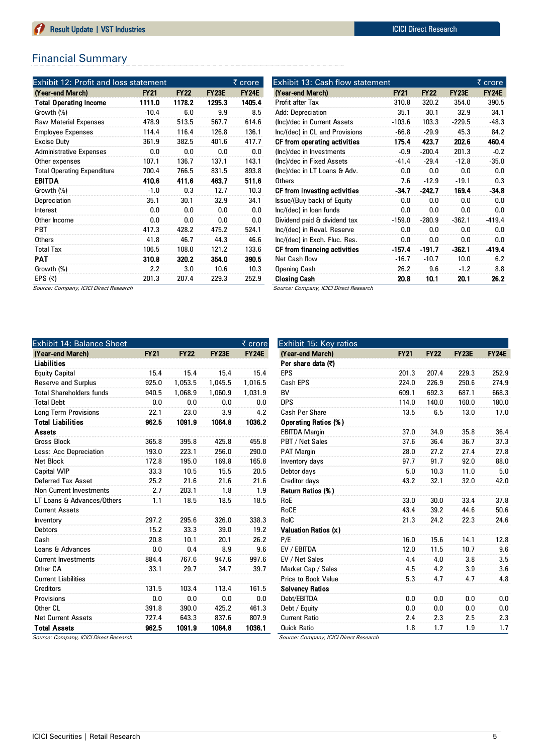## Financial Summary

**Exhibit 12: Profit and loss statement** (₹ crore)

| (Year-end March) | FY21 | FY22 | FY23E | FY24E |
|---|---|---|---|---|
| **Total Operating Income** | **1111.0** | **1178.2** | **1295.3** | **1405.4** |
| Growth (%) | -10.4 | 6.0 | 9.9 | 8.5 |
| Raw Material Expenses | 478.9 | 513.5 | 567.7 | 614.6 |
| Employee Expenses | 114.4 | 116.4 | 126.8 | 136.1 |
| Excise Duty | 361.9 | 382.5 | 401.6 | 417.7 |
| Administrative Expenses | 0.0 | 0.0 | 0.0 | 0.0 |
| Other expenses | 107.1 | 136.7 | 137.1 | 143.1 |
| Total Operating Expenditure | 700.4 | 766.5 | 831.5 | 893.8 |
| **EBITDA** | **410.6** | **411.6** | **463.7** | **511.6** |
| Growth (%) | -1.0 | 0.3 | 12.7 | 10.3 |
| Depreciation | 35.1 | 30.1 | 32.9 | 34.1 |
| Interest | 0.0 | 0.0 | 0.0 | 0.0 |
| Other Income | 0.0 | 0.0 | 0.0 | 0.0 |
| PBT | 417.3 | 428.2 | 475.2 | 524.1 |
| Others | 41.8 | 46.7 | 44.3 | 46.6 |
| Total Tax | 106.5 | 108.0 | 121.2 | 133.6 |
| **PAT** | **310.8** | **320.2** | **354.0** | **390.5** |
| Growth (%) | 2.2 | 3.0 | 10.6 | 10.3 |
| EPS (₹) | 201.3 | 207.4 | 229.3 | 252.9 |

*Source: Company, ICICI Direct Research*

**Exhibit 13: Cash flow statement** (₹ crore)

| (Year-end March) | FY21 | FY22 | FY23E | FY24E |
|---|---|---|---|---|
| Profit after Tax | 310.8 | 320.2 | 354.0 | 390.5 |
| Add: Depreciation | 35.1 | 30.1 | 32.9 | 34.1 |
| (Inc)/dec in Current Assets | -103.6 | 103.3 | -229.5 | -48.3 |
| Inc/(dec) in CL and Provisions | -66.8 | -29.9 | 45.3 | 84.2 |
| **CF from operating activities** | **175.4** | **423.7** | **202.6** | **460.4** |
| (Inc)/dec in Investments | -0.9 | -200.4 | 201.3 | -0.2 |
| (Inc)/dec in Fixed Assets | -41.4 | -29.4 | -12.8 | -35.0 |
| (Inc)/dec in LT Loans & Adv. | 0.0 | 0.0 | 0.0 | 0.0 |
| Others | 7.6 | -12.9 | -19.1 | 0.3 |
| **CF from investing activities** | **-34.7** | **-242.7** | **169.4** | **-34.8** |
| Issue/(Buy back) of Equity | 0.0 | 0.0 | 0.0 | 0.0 |
| Inc/(dec) in loan funds | 0.0 | 0.0 | 0.0 | 0.0 |
| Dividend paid & dividend tax | -159.0 | -280.9 | -362.1 | -419.4 |
| Inc/(dec) in Reval. Reserve | 0.0 | 0.0 | 0.0 | 0.0 |
| Inc/(dec) in Exch. Fluc. Res. | 0.0 | 0.0 | 0.0 | 0.0 |
| **CF from financing activities** | **-157.4** | **-191.7** | **-362.1** | **-419.4** |
| Net Cash flow | -16.7 | -10.7 | 10.0 | 6.2 |
| Opening Cash | 26.2 | 9.6 | -1.2 | 8.8 |
| **Closing Cash** | **20.8** | **10.1** | **20.1** | **26.2** |

*Source: Company, ICICI Direct Research*

**Exhibit 14: Balance Sheet** (₹ crore)

| (Year-end March) | FY21 | FY22 | FY23E | FY24E |
|---|---|---|---|---|
| **Liabilities** | | | | |
| Equity Capital | 15.4 | 15.4 | 15.4 | 15.4 |
| Reserve and Surplus | 925.0 | 1,053.5 | 1,045.5 | 1,016.5 |
| Total Shareholders funds | 940.5 | 1,068.9 | 1,060.9 | 1,031.9 |
| Total Debt | 0.0 | 0.0 | 0.0 | 0.0 |
| Long Term Provisions | 22.1 | 23.0 | 3.9 | 4.2 |
| **Total Liabilities** | **962.5** | **1091.9** | **1064.8** | **1036.2** |
| **Assets** | | | | |
| Gross Block | 365.8 | 395.8 | 425.8 | 455.8 |
| Less: Acc Depreciation | 193.0 | 223.1 | 256.0 | 290.0 |
| Net Block | 172.8 | 195.0 | 169.8 | 165.8 |
| Capital WIP | 33.3 | 10.5 | 15.5 | 20.5 |
| Deferred Tax Asset | 25.2 | 21.6 | 21.6 | 21.6 |
| Non Current Investments | 2.7 | 203.1 | 1.8 | 1.9 |
| LT Loans & Advances/Others | 1.1 | 18.5 | 18.5 | 18.5 |
| Current Assets | | | | |
| Inventory | 297.2 | 295.6 | 326.0 | 338.3 |
| Debtors | 15.2 | 33.3 | 39.0 | 19.2 |
| Cash | 20.8 | 10.1 | 20.1 | 26.2 |
| Loans & Advances | 0.0 | 0.4 | 8.9 | 9.6 |
| Current Investments | 884.4 | 767.6 | 947.6 | 997.6 |
| Other CA | 33.1 | 29.7 | 34.7 | 39.7 |
| Current Liabilities | | | | |
| Creditors | 131.5 | 103.4 | 113.4 | 161.5 |
| Provisions | 0.0 | 0.0 | 0.0 | 0.0 |
| Other CL | 391.8 | 390.0 | 425.2 | 461.3 |
| Net Current Assets | 727.4 | 643.3 | 837.6 | 807.9 |
| **Total Assets** | **962.5** | **1091.9** | **1064.8** | **1036.1** |

*Source: Company, ICICI Direct Research*

**Exhibit 15: Key ratios**

| (Year-end March) | FY21 | FY22 | FY23E | FY24E |
|---|---|---|---|---|
| **Per share data (₹)** | | | | |
| EPS | 201.3 | 207.4 | 229.3 | 252.9 |
| Cash EPS | 224.0 | 226.9 | 250.6 | 274.9 |
| BV | 609.1 | 692.3 | 687.1 | 668.3 |
| DPS | 114.0 | 140.0 | 160.0 | 180.0 |
| Cash Per Share | 13.5 | 6.5 | 13.0 | 17.0 |
| **Operating Ratios (%)** | | | | |
| EBITDA Margin | 37.0 | 34.9 | 35.8 | 36.4 |
| PBT / Net Sales | 37.6 | 36.4 | 36.7 | 37.3 |
| PAT Margin | 28.0 | 27.2 | 27.4 | 27.8 |
| Inventory days | 97.7 | 91.7 | 92.0 | 88.0 |
| Debtor days | 5.0 | 10.3 | 11.0 | 5.0 |
| Creditor days | 43.2 | 32.1 | 32.0 | 42.0 |
| **Return Ratios (%)** | | | | |
| RoE | 33.0 | 30.0 | 33.4 | 37.8 |
| RoCE | 43.4 | 39.2 | 44.6 | 50.6 |
| RoIC | 21.3 | 24.2 | 22.3 | 24.6 |
| **Valuation Ratios (x)** | | | | |
| P/E | 16.0 | 15.6 | 14.1 | 12.8 |
| EV / EBITDA | 12.0 | 11.5 | 10.7 | 9.6 |
| EV / Net Sales | 4.4 | 4.0 | 3.8 | 3.5 |
| Market Cap / Sales | 4.5 | 4.2 | 3.9 | 3.6 |
| Price to Book Value | 5.3 | 4.7 | 4.7 | 4.8 |
| **Solvency Ratios** | | | | |
| Debt/EBITDA | 0.0 | 0.0 | 0.0 | 0.0 |
| Debt / Equity | 0.0 | 0.0 | 0.0 | 0.0 |
| Current Ratio | 2.4 | 2.3 | 2.5 | 2.3 |
| Quick Ratio | 1.8 | 1.7 | 1.9 | 1.7 |

*Source: Company, ICICI Direct Research*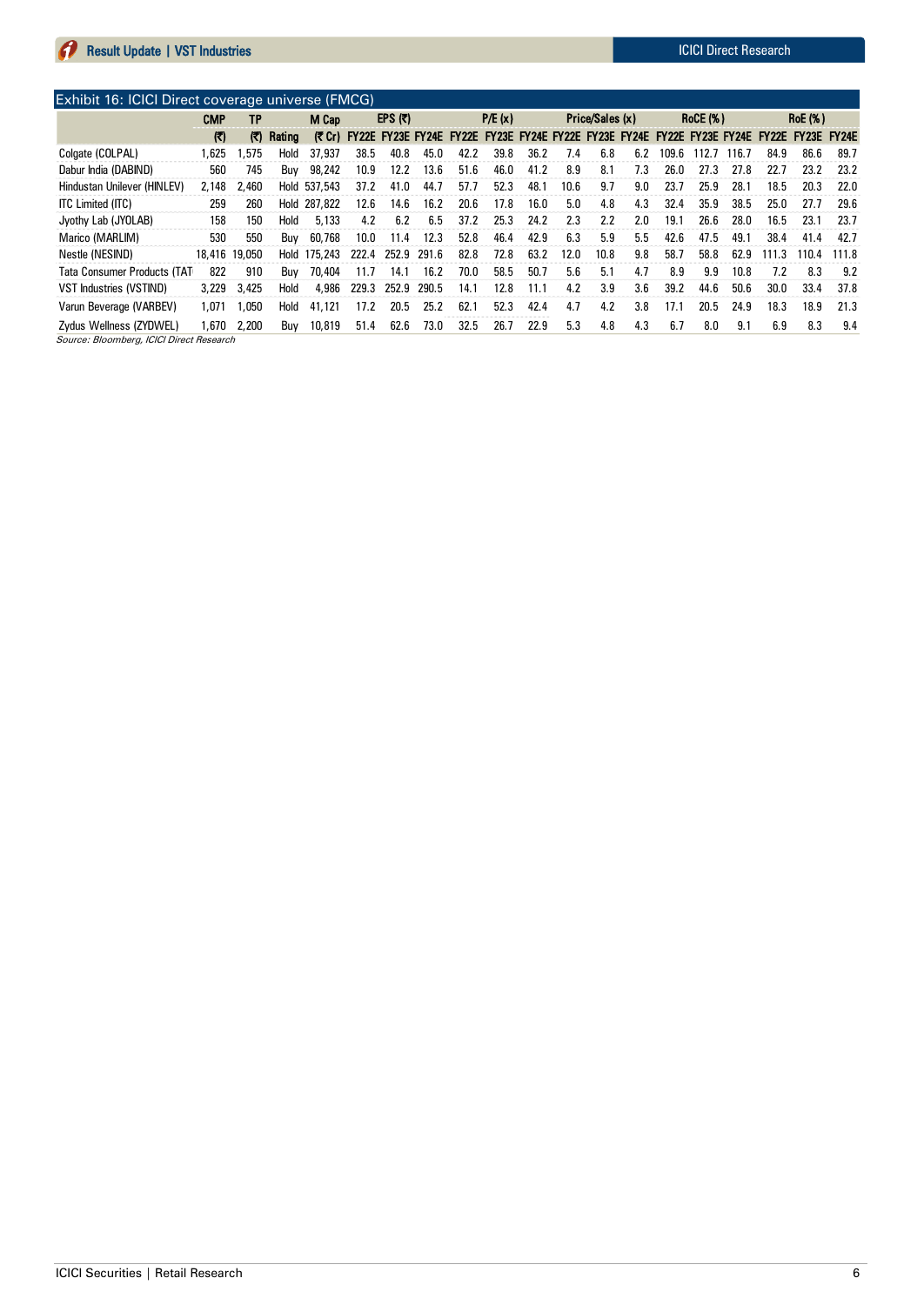## Exhibit 16: ICICI Direct coverage universe (FMCG)

| | CMP | TP | | M Cap | EPS (₹) | | | P/E (x) | | | Price/Sales (x) | | | RoCE (%) | | | RoE (%) | | |
|---|---|---|---|---|---|---|---|---|---|---|---|---|---|---|---|---|---|---|---|
| | (₹) | (₹) | Rating | (₹ Cr) | FY22E | FY23E | FY24E | FY22E | FY23E | FY24E | FY22E | FY23E | FY24E | FY22E | FY23E | FY24E | FY22E | FY23E | FY24E |
| Colgate (COLPAL) | 1,625 | 1,575 | Hold | 37,937 | 38.5 | 40.8 | 45.0 | 42.2 | 39.8 | 36.2 | 7.4 | 6.8 | 6.2 | 109.6 | 112.7 | 116.7 | 84.9 | 86.6 | 89.7 |
| Dabur India (DABIND) | 560 | 745 | Buy | 98,242 | 10.9 | 12.2 | 13.6 | 51.6 | 46.0 | 41.2 | 8.9 | 8.1 | 7.3 | 26.0 | 27.3 | 27.8 | 22.7 | 23.2 | 23.2 |
| Hindustan Unilever (HINLEV) | 2,148 | 2,460 | Hold | 537,543 | 37.2 | 41.0 | 44.7 | 57.7 | 52.3 | 48.1 | 10.6 | 9.7 | 9.0 | 23.7 | 25.9 | 28.1 | 18.5 | 20.3 | 22.0 |
| ITC Limited (ITC) | 259 | 260 | Hold | 287,822 | 12.6 | 14.6 | 16.2 | 20.6 | 17.8 | 16.0 | 5.0 | 4.8 | 4.3 | 32.4 | 35.9 | 38.5 | 25.0 | 27.7 | 29.6 |
| Jyothy Lab (JYOLAB) | 158 | 150 | Hold | 5,133 | 4.2 | 6.2 | 6.5 | 37.2 | 25.3 | 24.2 | 2.3 | 2.2 | 2.0 | 19.1 | 26.6 | 28.0 | 16.5 | 23.1 | 23.7 |
| Marico (MARLIM) | 530 | 550 | Buy | 60,768 | 10.0 | 11.4 | 12.3 | 52.8 | 46.4 | 42.9 | 6.3 | 5.9 | 5.5 | 42.6 | 47.5 | 49.1 | 38.4 | 41.4 | 42.7 |
| Nestle (NESIND) | 18,416 | 19,050 | Hold | 175,243 | 222.4 | 252.9 | 291.6 | 82.8 | 72.8 | 63.2 | 12.0 | 10.8 | 9.8 | 58.7 | 58.8 | 62.9 | 111.3 | 110.4 | 111.8 |
| Tata Consumer Products (TAT | 822 | 910 | Buy | 70,404 | 11.7 | 14.1 | 16.2 | 70.0 | 58.5 | 50.7 | 5.6 | 5.1 | 4.7 | 8.9 | 9.9 | 10.8 | 7.2 | 8.3 | 9.2 |
| VST Industries (VSTIND) | 3,229 | 3,425 | Hold | 4,986 | 229.3 | 252.9 | 290.5 | 14.1 | 12.8 | 11.1 | 4.2 | 3.9 | 3.6 | 39.2 | 44.6 | 50.6 | 30.0 | 33.4 | 37.8 |
| Varun Beverage (VARBEV) | 1,071 | 1,050 | Hold | 41,121 | 17.2 | 20.5 | 25.2 | 62.1 | 52.3 | 42.4 | 4.7 | 4.2 | 3.8 | 17.1 | 20.5 | 24.9 | 18.3 | 18.9 | 21.3 |
| Zydus Wellness (ZYDWEL) | 1,670 | 2,200 | Buy | 10,819 | 51.4 | 62.6 | 73.0 | 32.5 | 26.7 | 22.9 | 5.3 | 4.8 | 4.3 | 6.7 | 8.0 | 9.1 | 6.9 | 8.3 | 9.4 |

*Source: Bloomberg, ICICI Direct Research*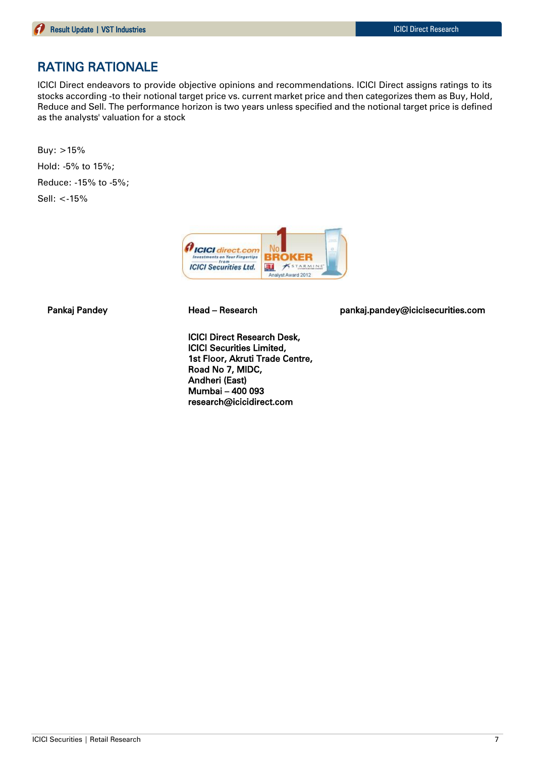## RATING RATIONALE

ICICI Direct endeavors to provide objective opinions and recommendations. ICICI Direct assigns ratings to its stocks according -to their notional target price vs. current market price and then categorizes them as Buy, Hold, Reduce and Sell. The performance horizon is two years unless specified and the notional target price is defined as the analysts' valuation for a stock

Buy: >15%

Hold: -5% to 15%;

Reduce: -15% to -5%;

Sell: <-15%

| **Pankaj Pandey** | **Head – Research** | **pankaj.pandey@icicisecurities.com** |
|---|---|---|

**ICICI Direct Research Desk,**
**ICICI Securities Limited,**
**1st Floor, Akruti Trade Centre,**
**Road No 7, MIDC,**
**Andheri (East)**
**Mumbai – 400 093**
**research@icicidirect.com**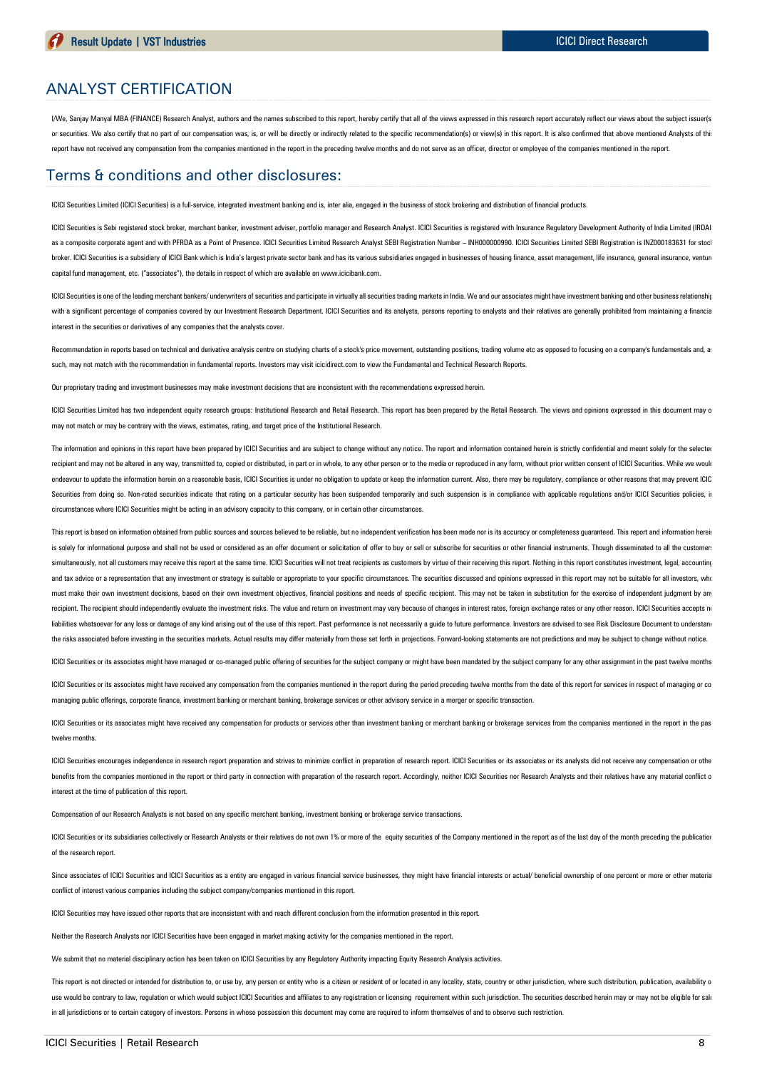## ANALYST CERTIFICATION

I/We, Sanjay Manyal MBA (FINANCE) Research Analyst, authors and the names subscribed to this report, hereby certify that all of the views expressed in this research report accurately reflect our views about the subject issuer(s or securities. We also certify that no part of our compensation was, is, or will be directly or indirectly related to the specific recommendation(s) or view(s) in this report. It is also confirmed that above mentioned Analysts of this report have not received any compensation from the companies mentioned in the report in the preceding twelve months and do not serve as an officer, director or employee of the companies mentioned in the report.

## Terms & conditions and other disclosures:

ICICI Securities Limited (ICICI Securities) is a full-service, integrated investment banking and is, inter alia, engaged in the business of stock brokering and distribution of financial products.

ICICI Securities is Sebi registered stock broker, merchant banker, investment adviser, portfolio manager and Research Analyst. ICICI Securities is registered with Insurance Regulatory Development Authority of India Limited (IRDAI as a composite corporate agent and with PFRDA as a Point of Presence. ICICI Securities Limited Research Analyst SEBI Registration Number – INH000000990. ICICI Securities Limited SEBI Registration is INZ000183631 for stock broker. ICICI Securities is a subsidiary of ICICI Bank which is India's largest private sector bank and has its various subsidiaries engaged in businesses of housing finance, asset management, life insurance, general insurance, venture capital fund management, etc. ("associates"), the details in respect of which are available on www.icicibank.com.

ICICI Securities is one of the leading merchant bankers/ underwriters of securities and participate in virtually all securities trading markets in India. We and our associates might have investment banking and other business relationship with a significant percentage of companies covered by our Investment Research Department. ICICI Securities and its analysts, persons reporting to analysts and their relatives are generally prohibited from maintaining a financial interest in the securities or derivatives of any companies that the analysts cover.

Recommendation in reports based on technical and derivative analysis centre on studying charts of a stock's price movement, outstanding positions, trading volume etc as opposed to focusing on a company's fundamentals and, as such, may not match with the recommendation in fundamental reports. Investors may visit icicidirect.com to view the Fundamental and Technical Research Reports.

Our proprietary trading and investment businesses may make investment decisions that are inconsistent with the recommendations expressed herein.

ICICI Securities Limited has two independent equity research groups: Institutional Research and Retail Research. This report has been prepared by the Retail Research. The views and opinions expressed in this document may or may not match or may be contrary with the views, estimates, rating, and target price of the Institutional Research.

The information and opinions in this report have been prepared by ICICI Securities and are subject to change without any notice. The report and information contained herein is strictly confidential and meant solely for the selected recipient and may not be altered in any way, transmitted to, copied or distributed, in part or in whole, to any other person or to the media or reproduced in any form, without prior written consent of ICICI Securities. While we would endeavour to update the information herein on a reasonable basis, ICICI Securities is under no obligation to update or keep the information current. Also, there may be regulatory, compliance or other reasons that may prevent ICICI Securities from doing so. Non-rated securities indicate that rating on a particular security has been suspended temporarily and such suspension is in compliance with applicable regulations and/or ICICI Securities policies, in circumstances where ICICI Securities might be acting in an advisory capacity to this company, or in certain other circumstances.

This report is based on information obtained from public sources and sources believed to be reliable, but no independent verification has been made nor is its accuracy or completeness guaranteed. This report and information herein is solely for informational purpose and shall not be used or considered as an offer document or solicitation of offer to buy or sell or subscribe for securities or other financial instruments. Though disseminated to all the customers simultaneously, not all customers may receive this report at the same time. ICICI Securities will not treat recipients as customers by virtue of their receiving this report. Nothing in this report constitutes investment, legal, accounting and tax advice or a representation that any investment or strategy is suitable or appropriate to your specific circumstances. The securities discussed and opinions expressed in this report may not be suitable for all investors, who must make their own investment decisions, based on their own investment objectives, financial positions and needs of specific recipient. This may not be taken in substitution for the exercise of independent judgment by any recipient. The recipient should independently evaluate the investment risks. The value and return on investment may vary because of changes in interest rates, foreign exchange rates or any other reason. ICICI Securities accepts no liabilities whatsoever for any loss or damage of any kind arising out of the use of this report. Past performance is not necessarily a guide to future performance. Investors are advised to see Risk Disclosure Document to understand the risks associated before investing in the securities markets. Actual results may differ materially from those set forth in projections. Forward-looking statements are not predictions and may be subject to change without notice.

ICICI Securities or its associates might have managed or co-managed public offering of securities for the subject company or might have been mandated by the subject company for any other assignment in the past twelve months

ICICI Securities or its associates might have received any compensation from the companies mentioned in the report during the period preceding twelve months from the date of this report for services in respect of managing or co managing public offerings, corporate finance, investment banking or merchant banking, brokerage services or other advisory service in a merger or specific transaction.

ICICI Securities or its associates might have received any compensation for products or services other than investment banking or merchant banking or brokerage services from the companies mentioned in the report in the past twelve months.

ICICI Securities encourages independence in research report preparation and strives to minimize conflict in preparation of research report. ICICI Securities or its associates or its analysts did not receive any compensation or other benefits from the companies mentioned in the report or third party in connection with preparation of the research report. Accordingly, neither ICICI Securities nor Research Analysts and their relatives have any material conflict of interest at the time of publication of this report.

Compensation of our Research Analysts is not based on any specific merchant banking, investment banking or brokerage service transactions.

ICICI Securities or its subsidiaries collectively or Research Analysts or their relatives do not own 1% or more of the equity securities of the Company mentioned in the report as of the last day of the month preceding the publication of the research report.

Since associates of ICICI Securities and ICICI Securities as a entity are engaged in various financial service businesses, they might have financial interests or actual/ beneficial ownership of one percent or more or other material conflict of interest various companies including the subject company/companies mentioned in this report.

ICICI Securities may have issued other reports that are inconsistent with and reach different conclusion from the information presented in this report.

Neither the Research Analysts nor ICICI Securities have been engaged in market making activity for the companies mentioned in the report.

We submit that no material disciplinary action has been taken on ICICI Securities by any Regulatory Authority impacting Equity Research Analysis activities.

This report is not directed or intended for distribution to, or use by, any person or entity who is a citizen or resident of or located in any locality, state, country or other jurisdiction, where such distribution, publication, availability or use would be contrary to law, regulation or which would subject ICICI Securities and affiliates to any registration or licensing requirement within such jurisdiction. The securities described herein may or may not be eligible for sale in all jurisdictions or to certain category of investors. Persons in whose possession this document may come are required to inform themselves of and to observe such restriction.